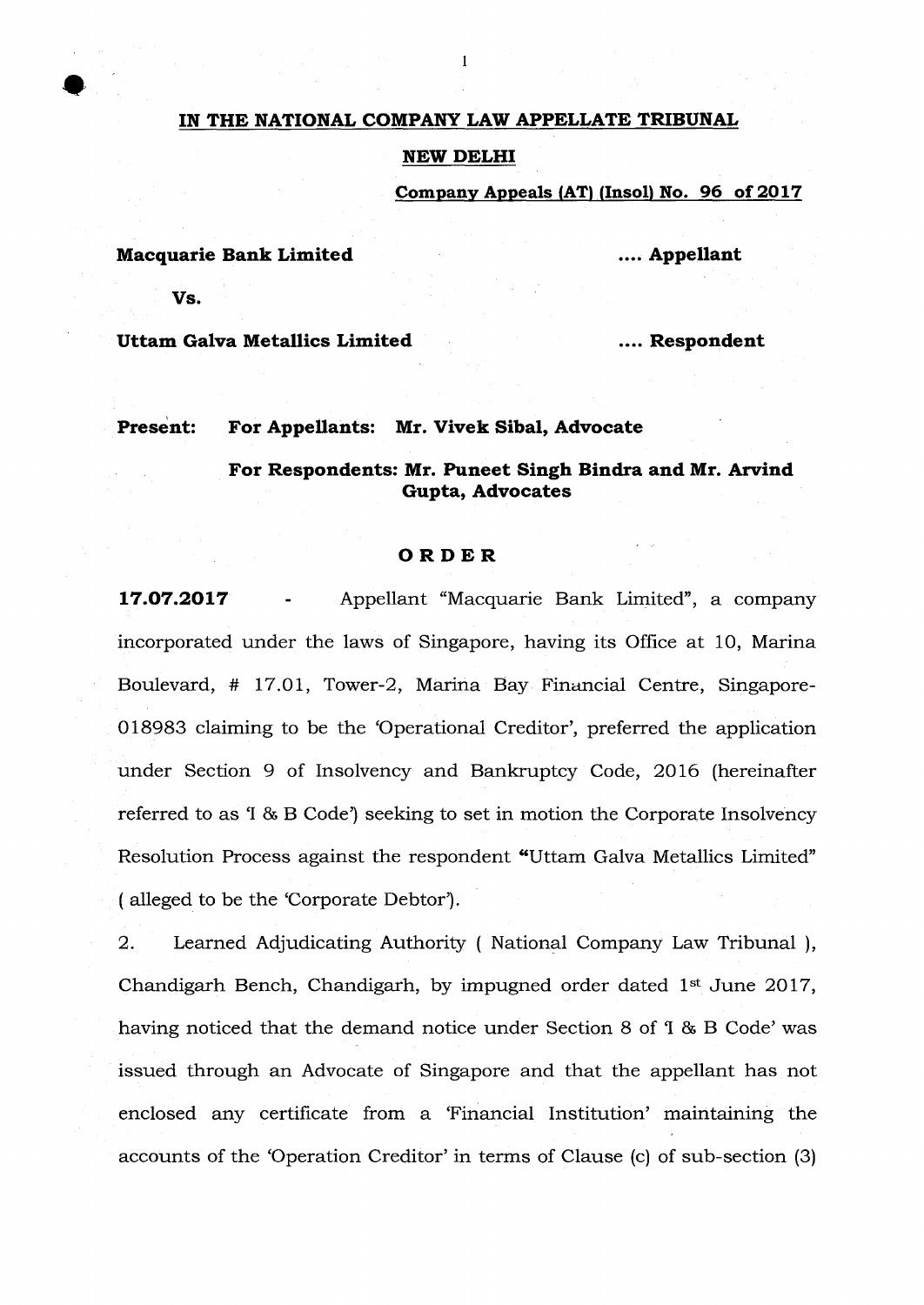# IN THE NATIONAL COMPANY LAW APPELLATE TRIBUNAL

## NEW DELHI

**Company Appeals (AT) (Insol) No. 96 of 2017**

**Macquarie Bank Limited** .... **Appellant**

**Vs.**

**Uttam Galva Metallics Limited** .... **Respondent**

**Present: For Appellants: Mr. Vivek Sibal, Advocate**

**For Respondents: Mr. Puneet Singh Bindra and Mr. Arvind Gupta, Advocates**

## ORDER

**17.07.2017** - Appellant "Macquarie Bank Limited", a company incorporated under the laws of Singapore, having its Office at 10, Marina Boulevard, # 17.01, Tower-2, Marina Bay Financial Centre, Singapore-018983 claiming to be the 'Operational Creditor', preferred the application under Section 9 of Insolvency and Bankruptcy Code, 2016 (hereinafter referred to as 'I & B Code') seeking to set in motion the Corporate Insolvency Resolution Process against the respondent "Uttam Galva Metallics Limited" ( alleged to be the 'Corporate Debtor').

2. Learned Adjudicating Authority ( National Company Law Tribunal ), Chandigarh Bench, Chandigarh, by impugned order dated 1st June 2017, having noticed that the demand notice under Section 8 of 'I & B Code' was issued through an Advocate of Singapore and that the appellant has not enclosed any certificate from a 'Financial Institution' maintaining the accounts of the 'Operation Creditor' in terms of Clause (c) of sub-section (3)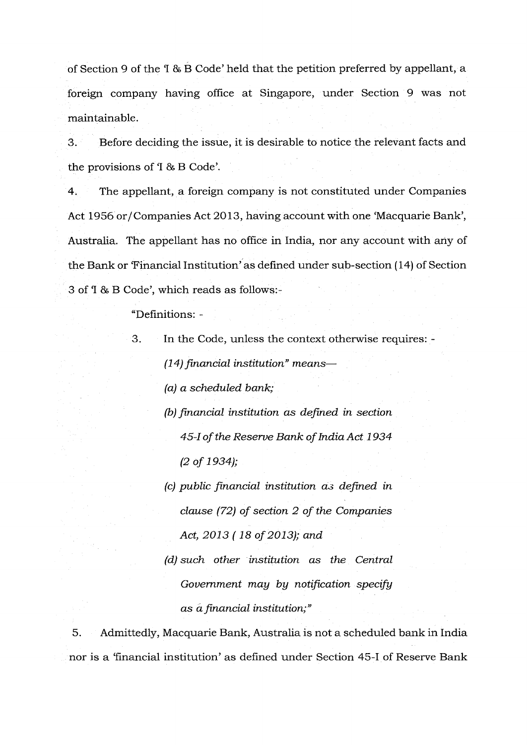of Section 9 of the 'I & B Code' held that the petition preferred by appellant, a foreign company having office at Singapore, under Section 9 was not maintainable.

3. Before deciding the issue, it is desirable to notice the relevant facts and the provisions of 'I & B Code'.

4. The appellant, a foreign company is not constituted under Companies Act 1956 or/Companies Act 2013, having account with one 'Macquarie Bank', Australia. The appellant has no office in India, nor any account with any of the Bank or 'Financial Institution' as defined under sub-section (14) of Section 3 of 'I & B Code', which reads as follows:-

> "Definitions: -
>
> 3. In the Code, unless the context otherwise requires: -
>
> *(14) financial institution" means—*
>
> *(a) a scheduled bank;*
>
> *(b) financial institution as defined in section 45-I of the Reserve Bank of India Act 1934 (2 of 1934);*
>
> *(c) public financial institution as defined in clause (72) of section 2 of the Companies Act, 2013 ( 18 of 2013); and*
>
> *(d) such other institution as the Central Government may by notification specify as a financial institution;"*

5. Admittedly, Macquarie Bank, Australia is not a scheduled bank in India nor is a 'financial institution' as defined under Section 45-I of Reserve Bank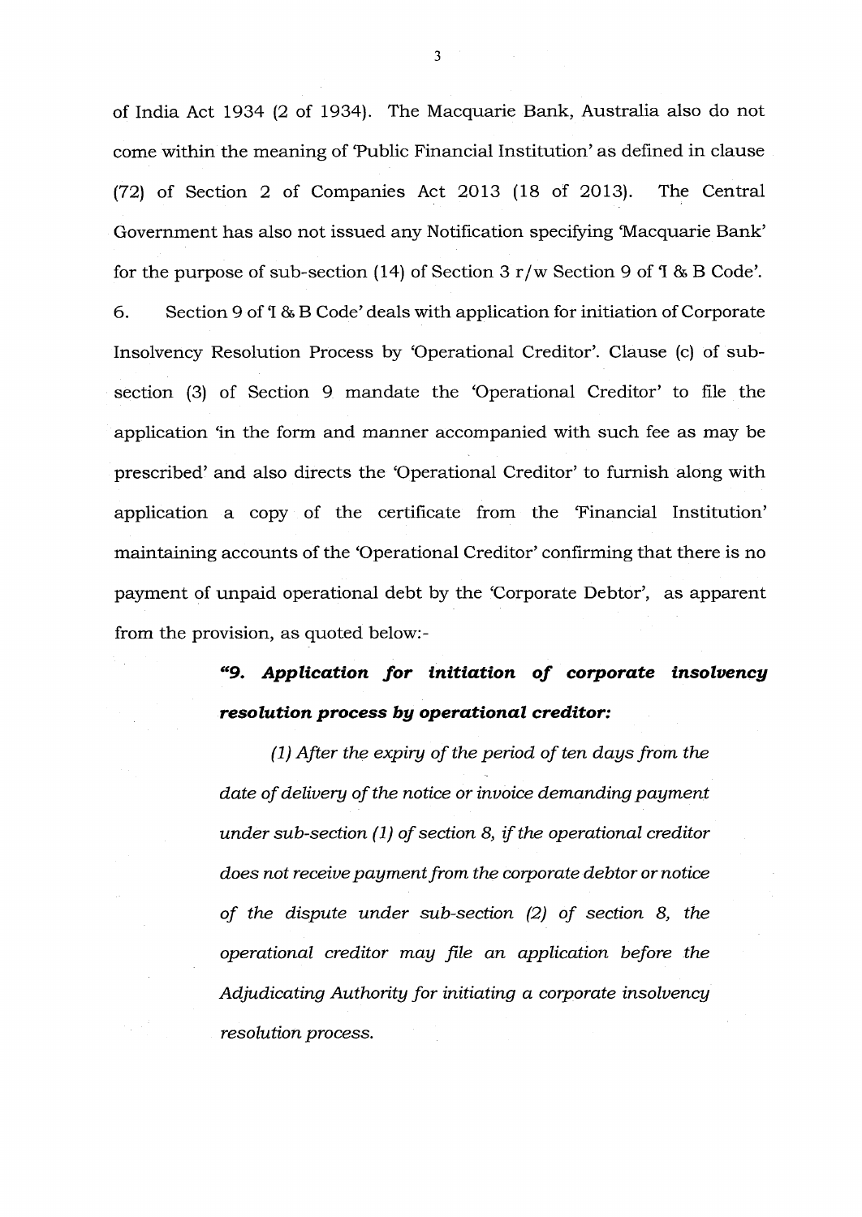of India Act 1934 (2 of 1934). The Macquarie Bank, Australia also do not come within the meaning of 'Public Financial Institution' as defined in clause (72) of Section 2 of Companies Act 2013 (18 of 2013). The Central Government has also not issued any Notification specifying 'Macquarie Bank' for the purpose of sub-section (14) of Section 3 r/w Section 9 of 'I & B Code'.

6. Section 9 of 'I & B Code' deals with application for initiation of Corporate Insolvency Resolution Process by 'Operational Creditor'. Clause (c) of sub-section (3) of Section 9 mandate the 'Operational Creditor' to file the application 'in the form and manner accompanied with such fee as may be prescribed' and also directs the 'Operational Creditor' to furnish along with application a copy of the certificate from the 'Financial Institution' maintaining accounts of the 'Operational Creditor' confirming that there is no payment of unpaid operational debt by the 'Corporate Debtor', as apparent from the provision, as quoted below:-

> ***"9. Application for initiation of corporate insolvency resolution process by operational creditor:***
>
> *(1) After the expiry of the period of ten days from the date of delivery of the notice or invoice demanding payment under sub-section (1) of section 8, if the operational creditor does not receive payment from the corporate debtor or notice of the dispute under sub-section (2) of section 8, the operational creditor may file an application before the Adjudicating Authority for initiating a corporate insolvency resolution process.*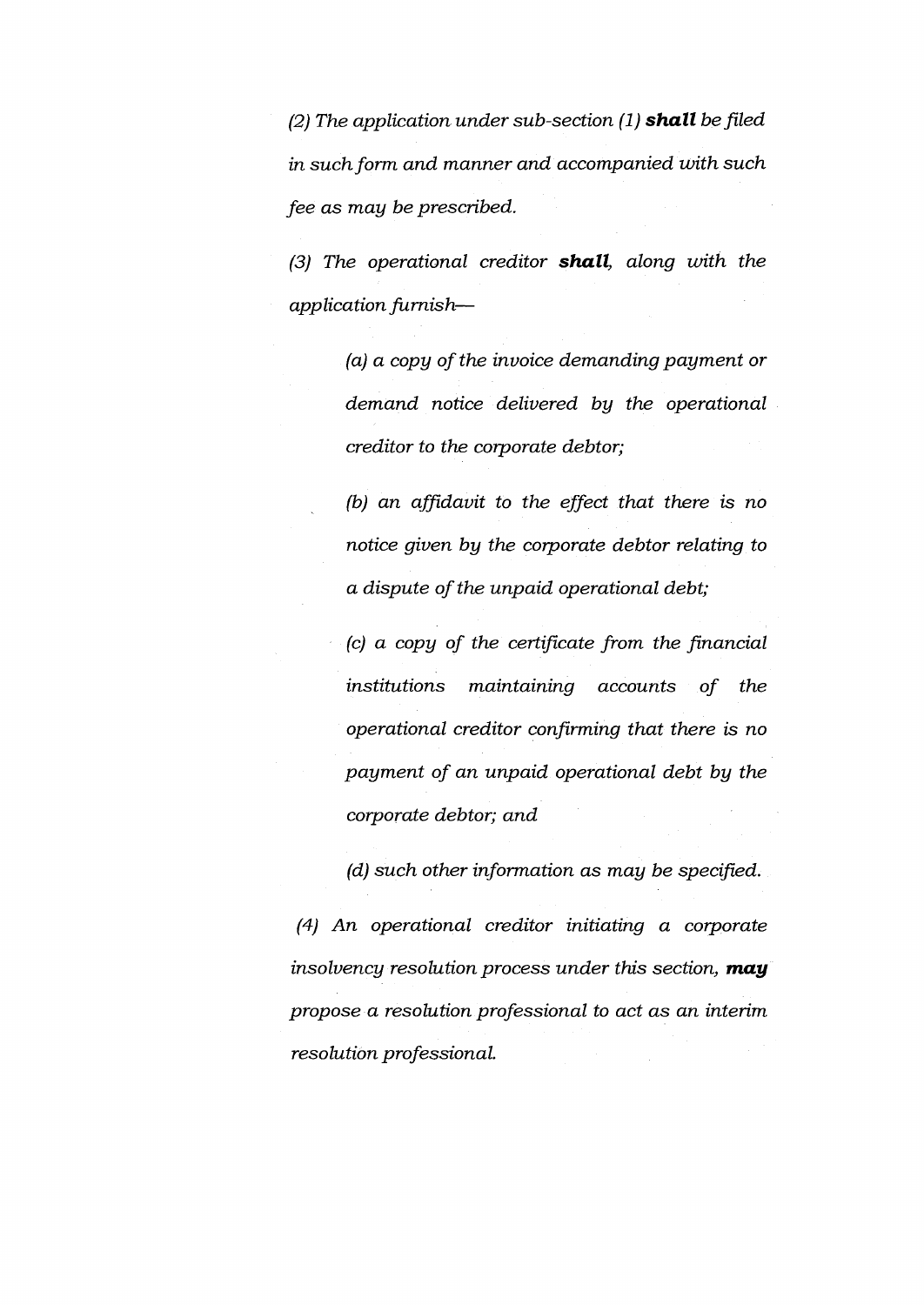*(2) The application under sub-section (1)* ***shall*** *be filed in such form and manner and accompanied with such fee as may be prescribed.*

*(3) The operational creditor* ***shall****, along with the application furnish—*

> *(a) a copy of the invoice demanding payment or demand notice delivered by the operational creditor to the corporate debtor;*
>
> *(b) an affidavit to the effect that there is no notice given by the corporate debtor relating to a dispute of the unpaid operational debt;*
>
> *(c) a copy of the certificate from the financial institutions maintaining accounts of the operational creditor confirming that there is no payment of an unpaid operational debt by the corporate debtor; and*
>
> *(d) such other information as may be specified.*

*(4) An operational creditor initiating a corporate insolvency resolution process under this section,* ***may*** *propose a resolution professional to act as an interim resolution professional.*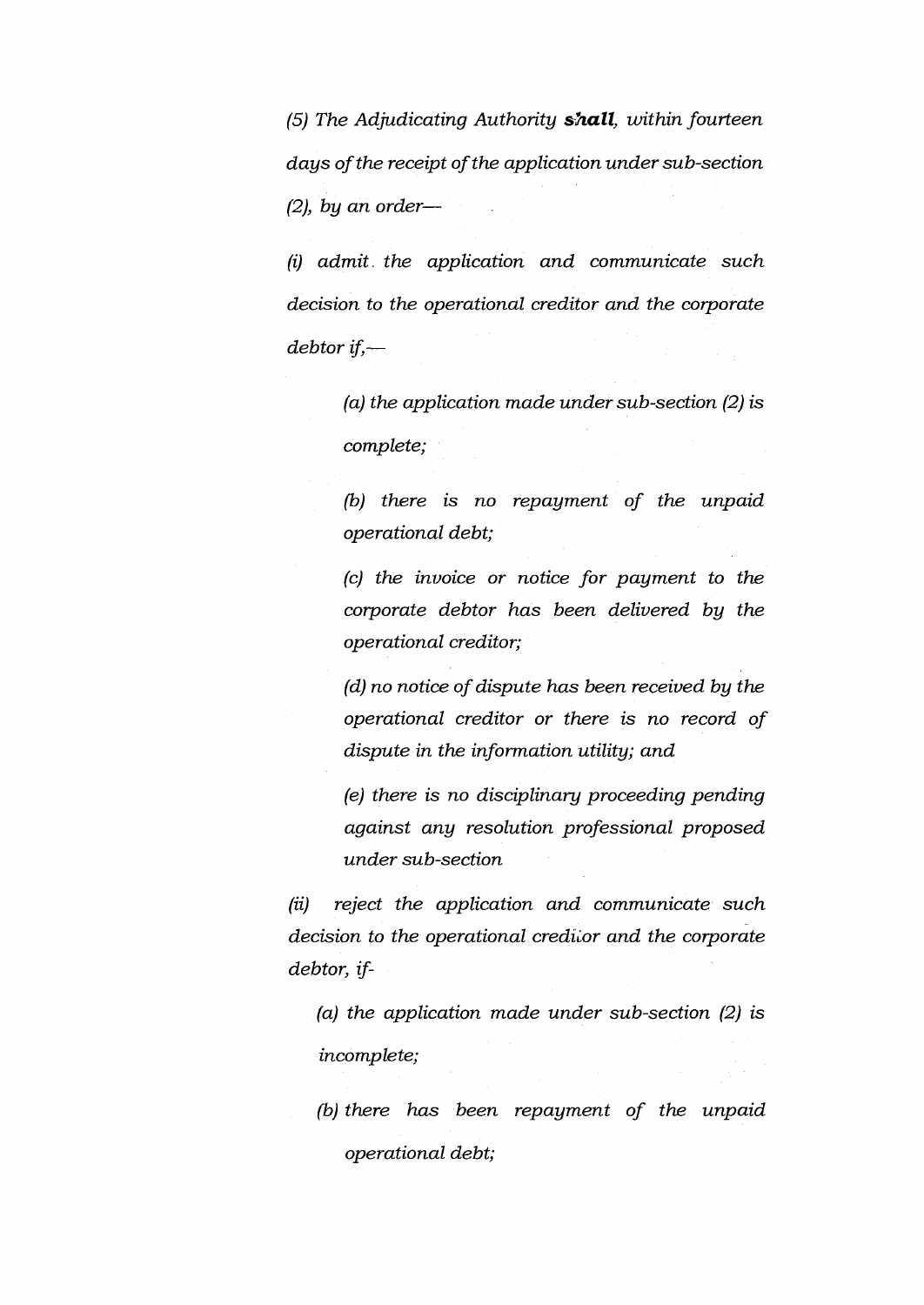*(5) The Adjudicating Authority **shall**, within fourteen days of the receipt of the application under sub-section (2), by an order—*

*(i) admit the application and communicate such decision to the operational creditor and the corporate debtor if,—*

> *(a) the application made under sub-section (2) is complete;*
>
> *(b) there is no repayment of the unpaid operational debt;*
>
> *(c) the invoice or notice for payment to the corporate debtor has been delivered by the operational creditor;*
>
> *(d) no notice of dispute has been received by the operational creditor or there is no record of dispute in the information utility; and*
>
> *(e) there is no disciplinary proceeding pending against any resolution professional proposed under sub-section*

*(ii) reject the application and communicate such decision to the operational creditor and the corporate debtor, if-*

> *(a) the application made under sub-section (2) is incomplete;*
>
> *(b) there has been repayment of the unpaid operational debt;*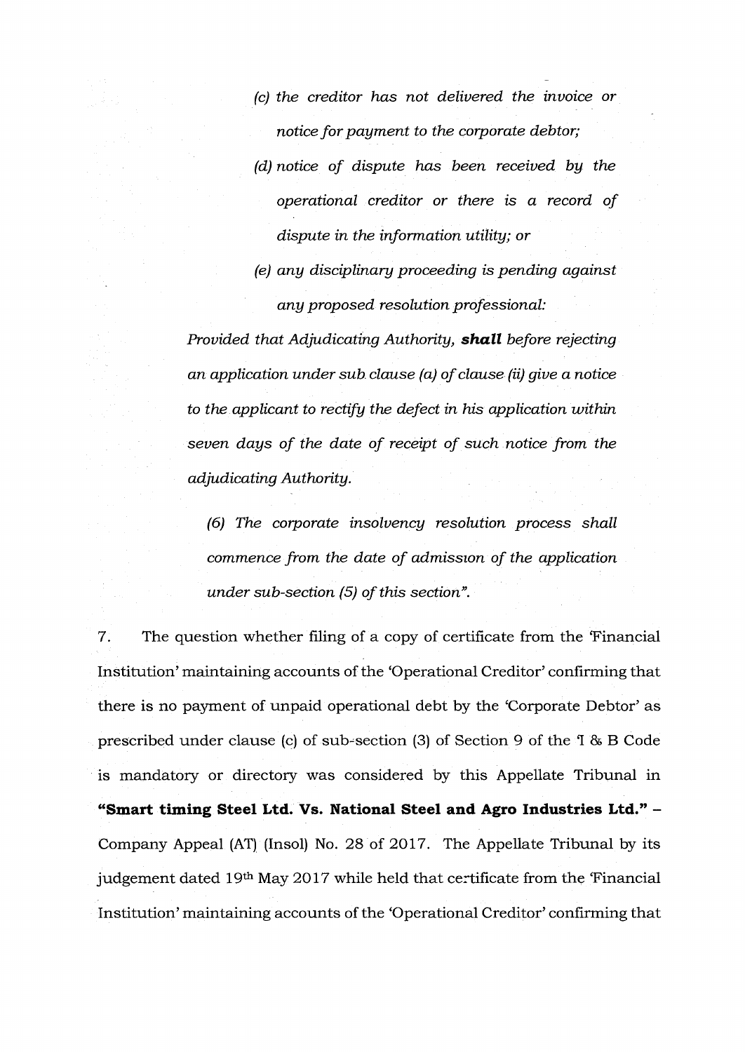*(c) the creditor has not delivered the invoice or notice for payment to the corporate debtor;*

*(d) notice of dispute has been received by the operational creditor or there is a record of dispute in the information utility; or*

*(e) any disciplinary proceeding is pending against any proposed resolution professional:*

*Provided that Adjudicating Authority,* ***shall*** *before rejecting an application under sub clause (a) of clause (ii) give a notice to the applicant to rectify the defect in his application within seven days of the date of receipt of such notice from the adjudicating Authority.*

*(6) The corporate insolvency resolution process shall commence from the date of admission of the application under sub-section (5) of this section".*

7. The question whether filing of a copy of certificate from the 'Financial Institution' maintaining accounts of the 'Operational Creditor' confirming that there is no payment of unpaid operational debt by the 'Corporate Debtor' as prescribed under clause (c) of sub-section (3) of Section 9 of the 'I & B Code is mandatory or directory was considered by this Appellate Tribunal in **"Smart timing Steel Ltd. Vs. National Steel and Agro Industries Ltd."** – Company Appeal (AT) (Insol) No. 28 of 2017. The Appellate Tribunal by its judgement dated 19th May 2017 while held that certificate from the 'Financial Institution' maintaining accounts of the 'Operational Creditor' confirming that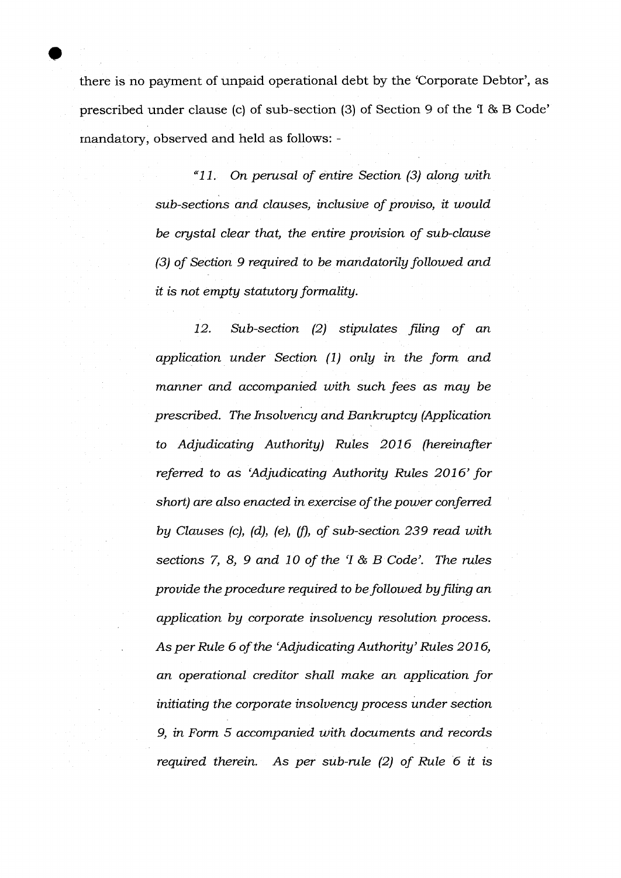there is no payment of unpaid operational debt by the 'Corporate Debtor', as prescribed under clause (c) of sub-section (3) of Section 9 of the 'I & B Code' mandatory, observed and held as follows: -

> *"11. On perusal of entire Section (3) along with sub-sections and clauses, inclusive of proviso, it would be crystal clear that, the entire provision of sub-clause (3) of Section 9 required to be mandatorily followed and it is not empty statutory formality.*
>
> *12. Sub-section (2) stipulates filing of an application under Section (1) only in the form and manner and accompanied with such fees as may be prescribed. The Insolvency and Bankruptcy (Application to Adjudicating Authority) Rules 2016 (hereinafter referred to as 'Adjudicating Authority Rules 2016' for short) are also enacted in exercise of the power conferred by Clauses (c), (d), (e), (f), of sub-section 239 read with sections 7, 8, 9 and 10 of the 'I & B Code'. The rules provide the procedure required to be followed by filing an application by corporate insolvency resolution process. As per Rule 6 of the 'Adjudicating Authority' Rules 2016, an operational creditor shall make an application for initiating the corporate insolvency process under section 9, in Form 5 accompanied with documents and records required therein. As per sub-rule (2) of Rule 6 it is*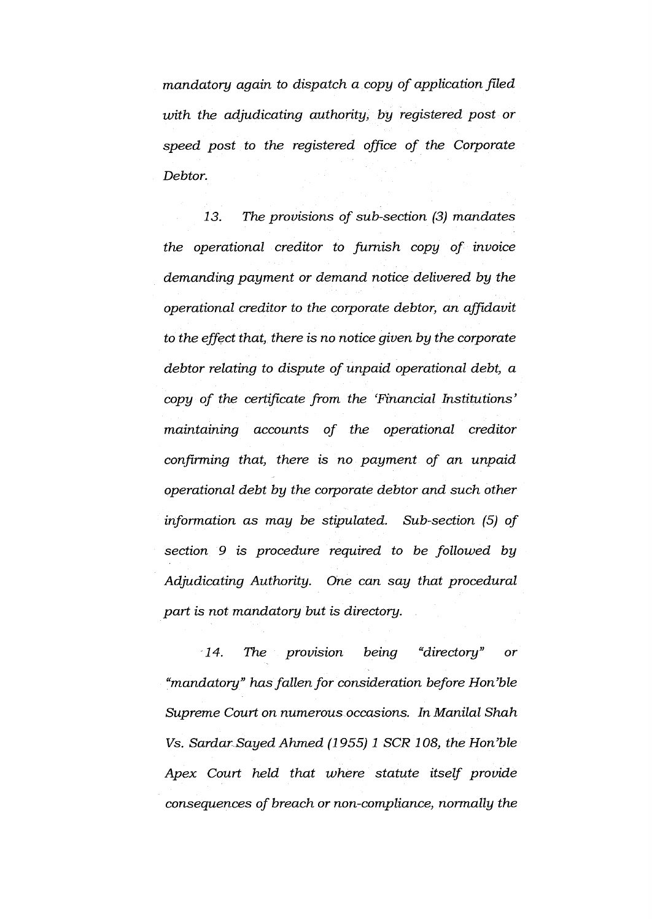*mandatory again to dispatch a copy of application filed with the adjudicating authority, by registered post or speed post to the registered office of the Corporate Debtor.*

*13. The provisions of sub-section (3) mandates the operational creditor to furnish copy of invoice demanding payment or demand notice delivered by the operational creditor to the corporate debtor, an affidavit to the effect that, there is no notice given by the corporate debtor relating to dispute of unpaid operational debt, a copy of the certificate from the 'Financial Institutions' maintaining accounts of the operational creditor confirming that, there is no payment of an unpaid operational debt by the corporate debtor and such other information as may be stipulated. Sub-section (5) of section 9 is procedure required to be followed by Adjudicating Authority. One can say that procedural part is not mandatory but is directory.*

*14. The provision being "directory" or "mandatory" has fallen for consideration before Hon'ble Supreme Court on numerous occasions. In Manilal Shah Vs. Sardar Sayed Ahmed (1955) 1 SCR 108, the Hon'ble Apex Court held that where statute itself provide consequences of breach or non-compliance, normally the*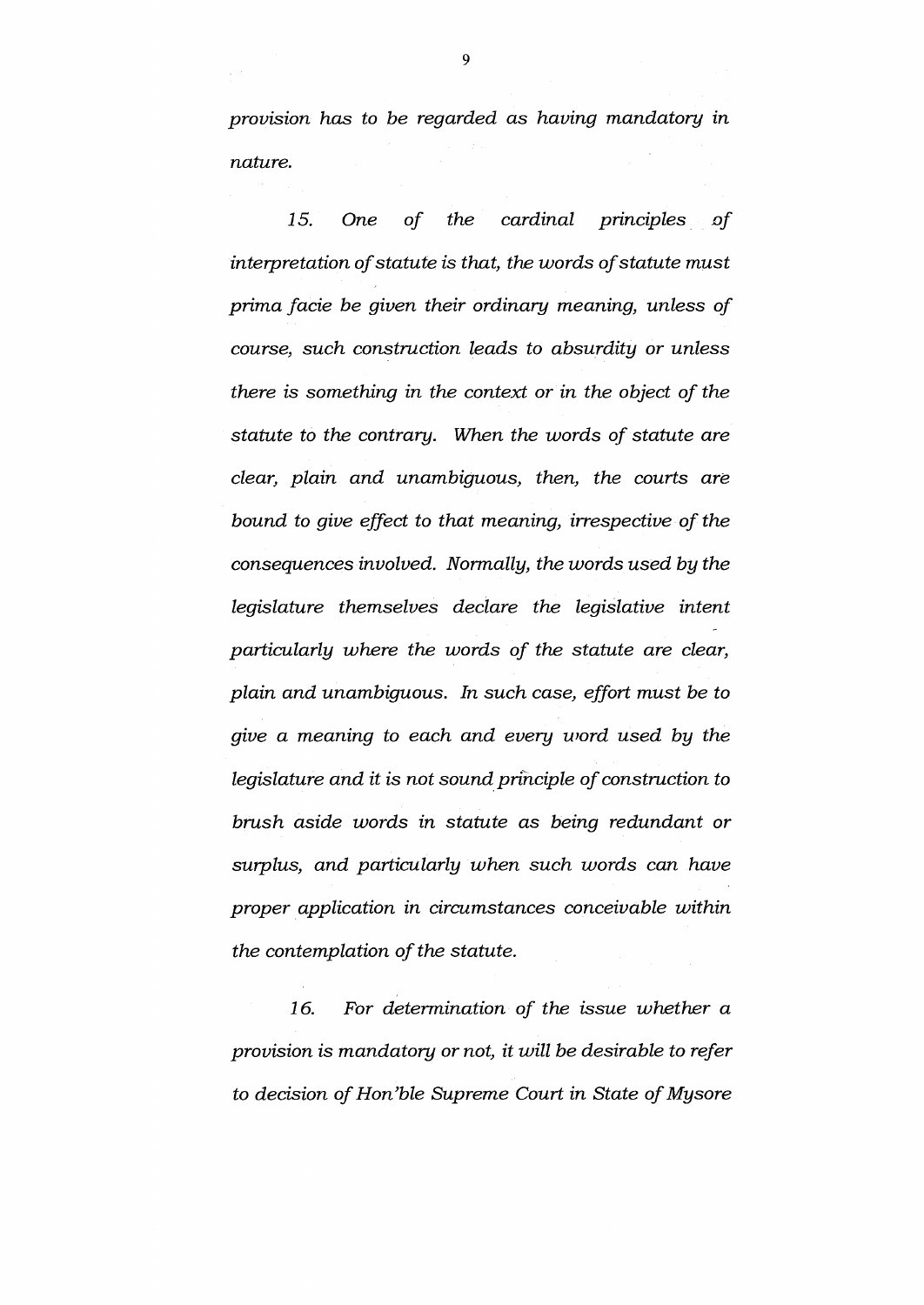*provision has to be regarded as having mandatory in nature.*

*15. One of the cardinal principles of interpretation of statute is that, the words of statute must prima facie be given their ordinary meaning, unless of course, such construction leads to absurdity or unless there is something in the context or in the object of the statute to the contrary. When the words of statute are clear, plain and unambiguous, then, the courts are bound to give effect to that meaning, irrespective of the consequences involved. Normally, the words used by the legislature themselves declare the legislative intent particularly where the words of the statute are clear, plain and unambiguous. In such case, effort must be to give a meaning to each and every word used by the legislature and it is not sound principle of construction to brush aside words in statute as being redundant or surplus, and particularly when such words can have proper application in circumstances conceivable within the contemplation of the statute.*

*16. For determination of the issue whether a provision is mandatory or not, it will be desirable to refer to decision of Hon'ble Supreme Court in State of Mysore*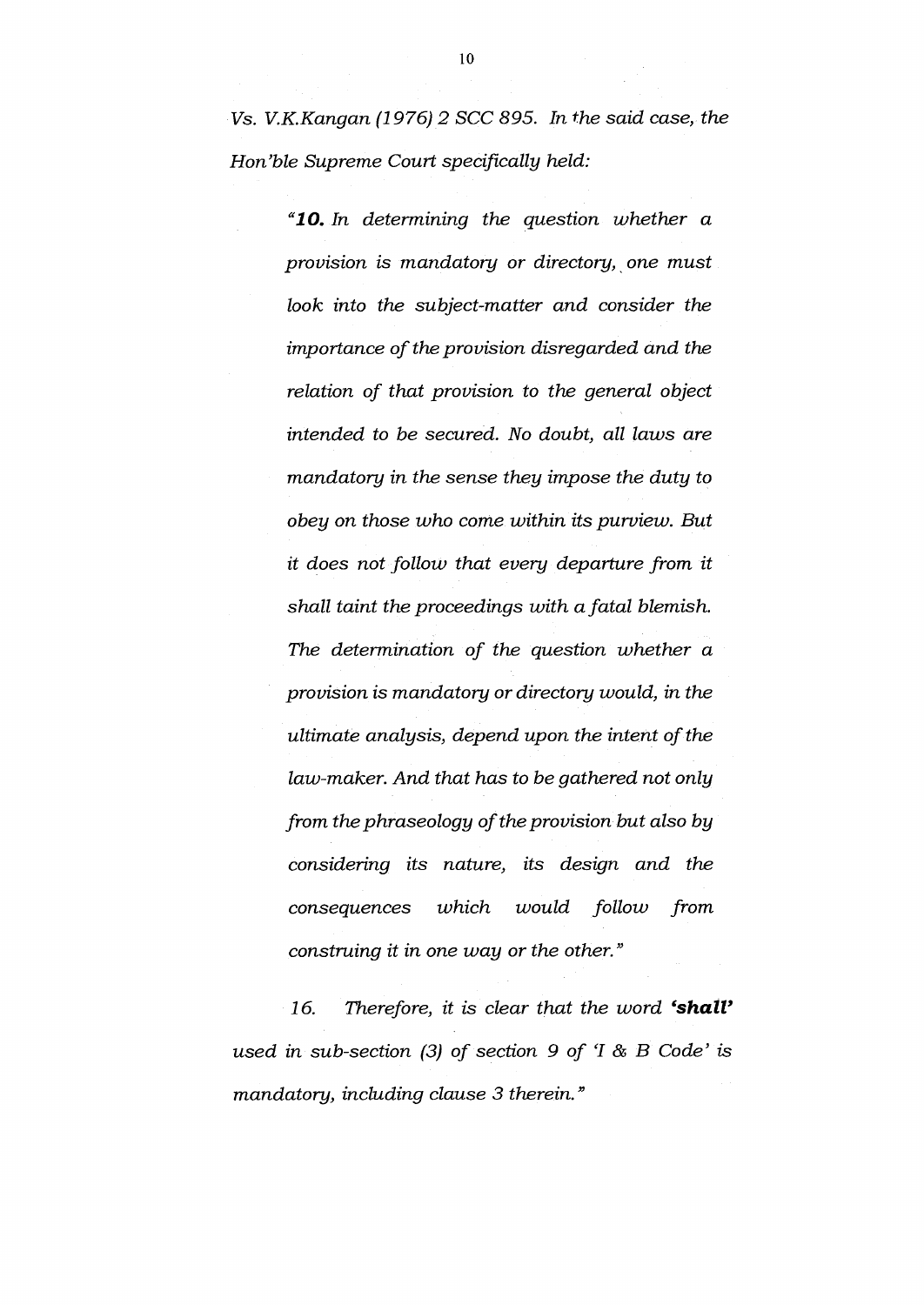*Vs. V.K.Kangan (1976) 2 SCC 895. In the said case, the Hon'ble Supreme Court specifically held:*

> *"**10.** In determining the question whether a provision is mandatory or directory, one must look into the subject-matter and consider the importance of the provision disregarded and the relation of that provision to the general object intended to be secured. No doubt, all laws are mandatory in the sense they impose the duty to obey on those who come within its purview. But it does not follow that every departure from it shall taint the proceedings with a fatal blemish. The determination of the question whether a provision is mandatory or directory would, in the ultimate analysis, depend upon the intent of the law-maker. And that has to be gathered not only from the phraseology of the provision but also by considering its nature, its design and the consequences which would follow from construing it in one way or the other."*

*16. Therefore, it is clear that the word **'shall'** used in sub-section (3) of section 9 of 'I & B Code' is mandatory, including clause 3 therein."*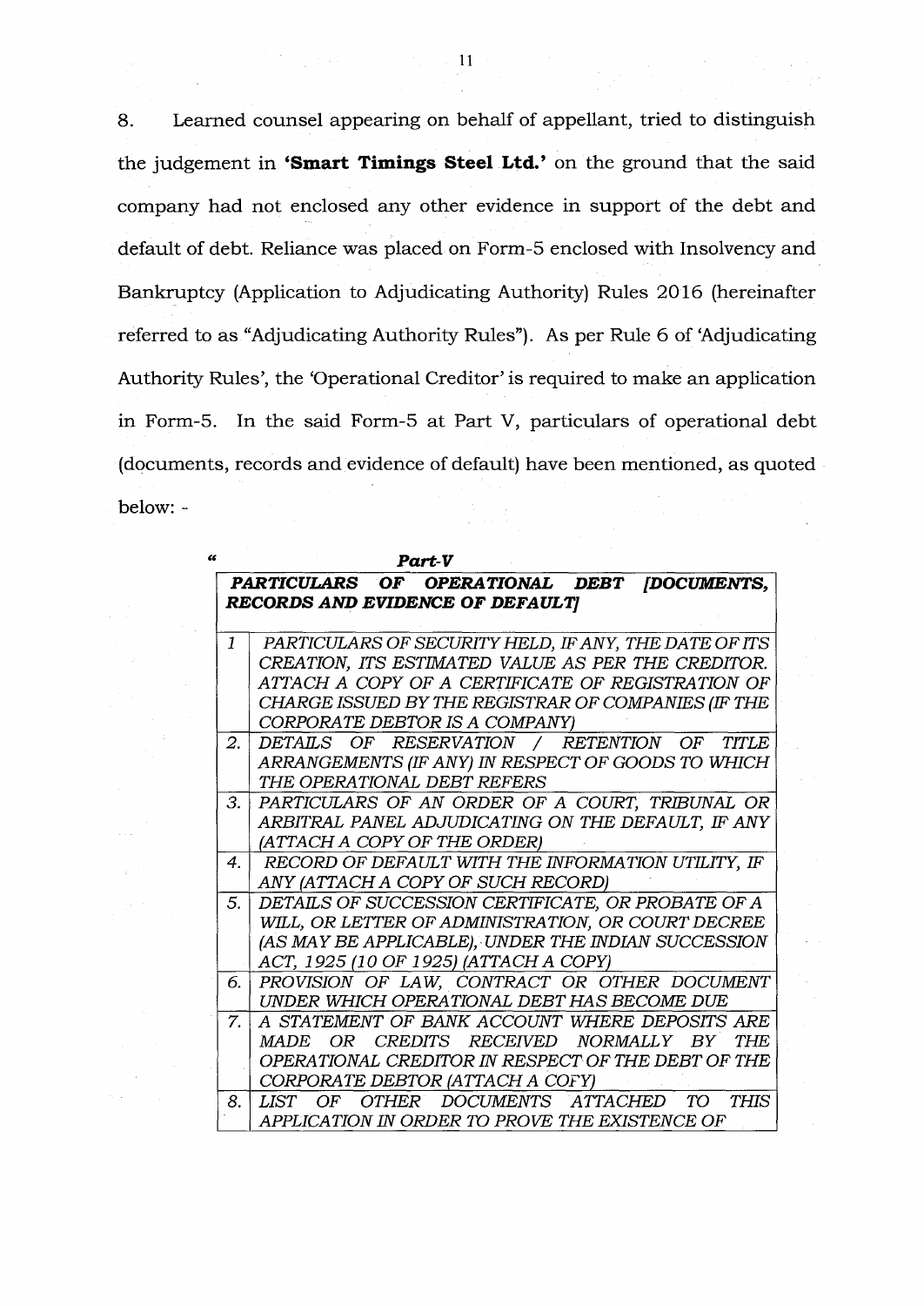8. Learned counsel appearing on behalf of appellant, tried to distinguish the judgement in **'Smart Timings Steel Ltd.'** on the ground that the said company had not enclosed any other evidence in support of the debt and default of debt. Reliance was placed on Form-5 enclosed with Insolvency and Bankruptcy (Application to Adjudicating Authority) Rules 2016 (hereinafter referred to as "Adjudicating Authority Rules"). As per Rule 6 of 'Adjudicating Authority Rules', the 'Operational Creditor' is required to make an application in Form-5. In the said Form-5 at Part V, particulars of operational debt (documents, records and evidence of default) have been mentioned, as quoted below: -

" ***Part-V***

| ***PARTICULARS OF OPERATIONAL DEBT [DOCUMENTS, RECORDS AND EVIDENCE OF DEFAULT]*** | |
|---|---|
| *1* | *PARTICULARS OF SECURITY HELD, IF ANY, THE DATE OF ITS CREATION, ITS ESTIMATED VALUE AS PER THE CREDITOR. ATTACH A COPY OF A CERTIFICATE OF REGISTRATION OF CHARGE ISSUED BY THE REGISTRAR OF COMPANIES (IF THE CORPORATE DEBTOR IS A COMPANY)* |
| *2.* | *DETAILS OF RESERVATION / RETENTION OF TITLE ARRANGEMENTS (IF ANY) IN RESPECT OF GOODS TO WHICH THE OPERATIONAL DEBT REFERS* |
| *3.* | *PARTICULARS OF AN ORDER OF A COURT, TRIBUNAL OR ARBITRAL PANEL ADJUDICATING ON THE DEFAULT, IF ANY (ATTACH A COPY OF THE ORDER)* |
| *4.* | *RECORD OF DEFAULT WITH THE INFORMATION UTILITY, IF ANY (ATTACH A COPY OF SUCH RECORD)* |
| *5.* | *DETAILS OF SUCCESSION CERTIFICATE, OR PROBATE OF A WILL, OR LETTER OF ADMINISTRATION, OR COURT DECREE (AS MAY BE APPLICABLE), UNDER THE INDIAN SUCCESSION ACT, 1925 (10 OF 1925) (ATTACH A COPY)* |
| *6.* | *PROVISION OF LAW, CONTRACT OR OTHER DOCUMENT UNDER WHICH OPERATIONAL DEBT HAS BECOME DUE* |
| *7.* | *A STATEMENT OF BANK ACCOUNT WHERE DEPOSITS ARE MADE OR CREDITS RECEIVED NORMALLY BY THE OPERATIONAL CREDITOR IN RESPECT OF THE DEBT OF THE CORPORATE DEBTOR (ATTACH A COPY)* |
| *8.* | *LIST OF OTHER DOCUMENTS ATTACHED TO THIS APPLICATION IN ORDER TO PROVE THE EXISTENCE OF* |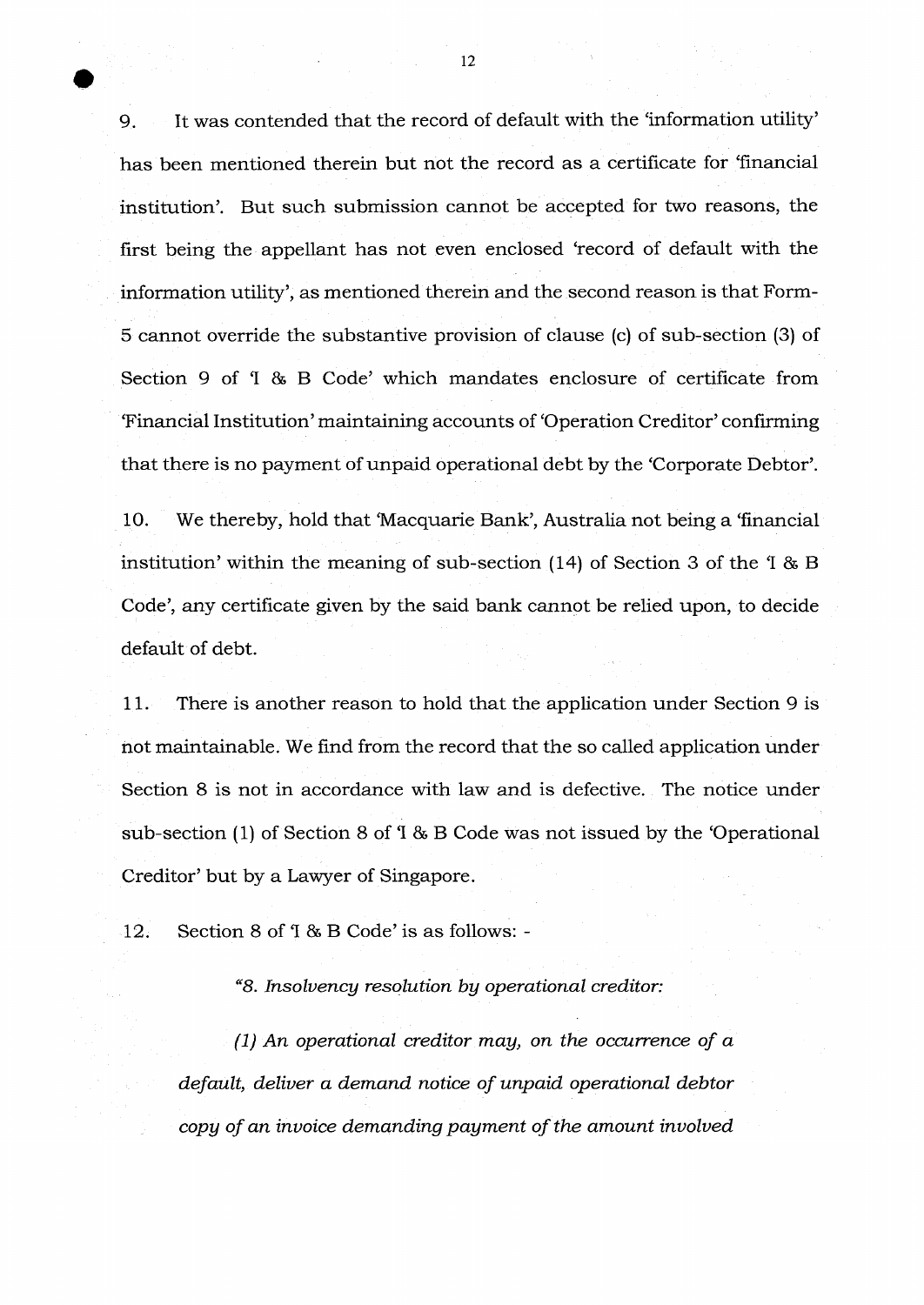9. It was contended that the record of default with the 'information utility' has been mentioned therein but not the record as a certificate for 'financial institution'. But such submission cannot be accepted for two reasons, the first being the appellant has not even enclosed 'record of default with the information utility', as mentioned therein and the second reason is that Form-5 cannot override the substantive provision of clause (c) of sub-section (3) of Section 9 of 'I & B Code' which mandates enclosure of certificate from 'Financial Institution' maintaining accounts of 'Operation Creditor' confirming that there is no payment of unpaid operational debt by the 'Corporate Debtor'.

10. We thereby, hold that 'Macquarie Bank', Australia not being a 'financial institution' within the meaning of sub-section (14) of Section 3 of the 'I & B Code', any certificate given by the said bank cannot be relied upon, to decide default of debt.

11. There is another reason to hold that the application under Section 9 is not maintainable. We find from the record that the so called application under Section 8 is not in accordance with law and is defective. The notice under sub-section (1) of Section 8 of 'I & B Code was not issued by the 'Operational Creditor' but by a Lawyer of Singapore.

12. Section 8 of 'I & B Code' is as follows: -

> *"8. Insolvency resolution by operational creditor:*
>
> *(1) An operational creditor may, on the occurrence of a default, deliver a demand notice of unpaid operational debtor copy of an invoice demanding payment of the amount involved*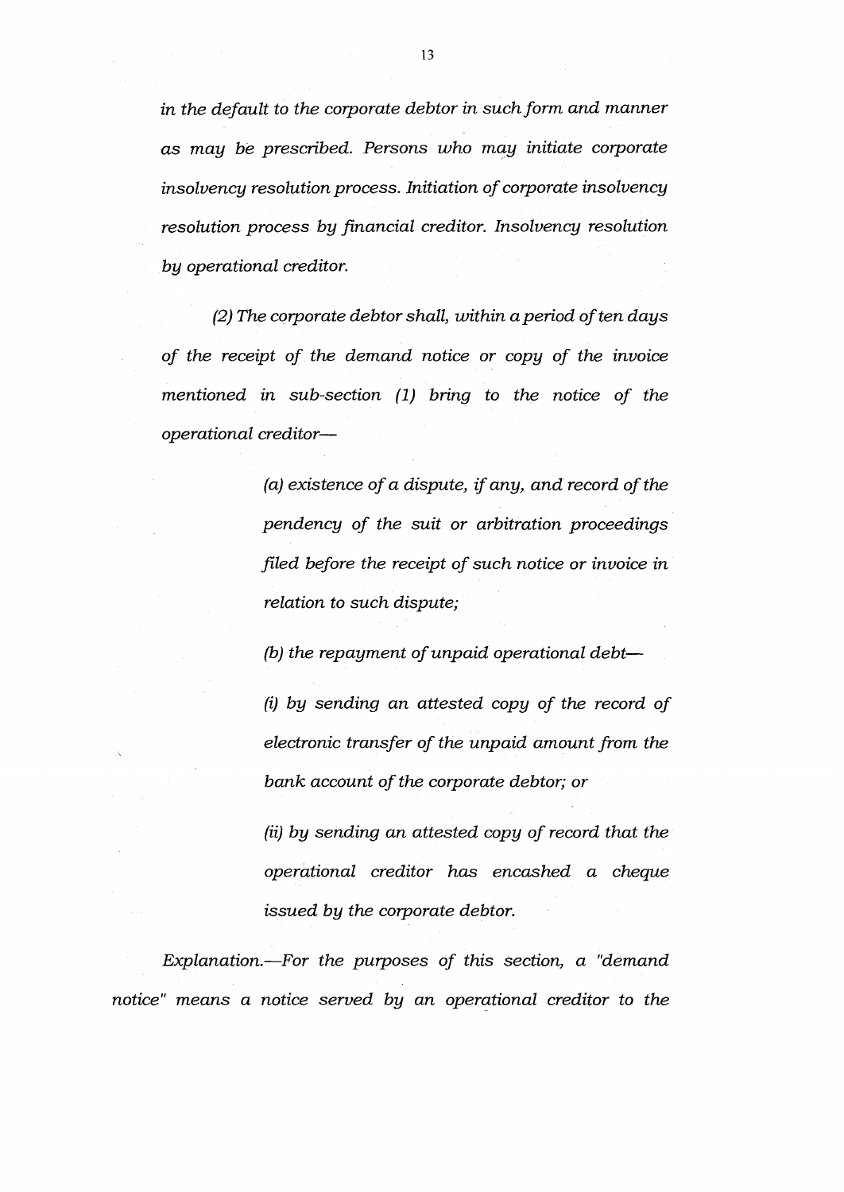*in the default to the corporate debtor in such form and manner as may be prescribed. Persons who may initiate corporate insolvency resolution process. Initiation of corporate insolvency resolution process by financial creditor. Insolvency resolution by operational creditor.*

*(2) The corporate debtor shall, within a period of ten days of the receipt of the demand notice or copy of the invoice mentioned in sub-section (1) bring to the notice of the operational creditor—*

> *(a) existence of a dispute, if any, and record of the pendency of the suit or arbitration proceedings filed before the receipt of such notice or invoice in relation to such dispute;*
>
> *(b) the repayment of unpaid operational debt—*
>
> *(i) by sending an attested copy of the record of electronic transfer of the unpaid amount from the bank account of the corporate debtor; or*
>
> *(ii) by sending an attested copy of record that the operational creditor has encashed a cheque issued by the corporate debtor.*

*Explanation.—For the purposes of this section, a "demand notice" means a notice served by an operational creditor to the*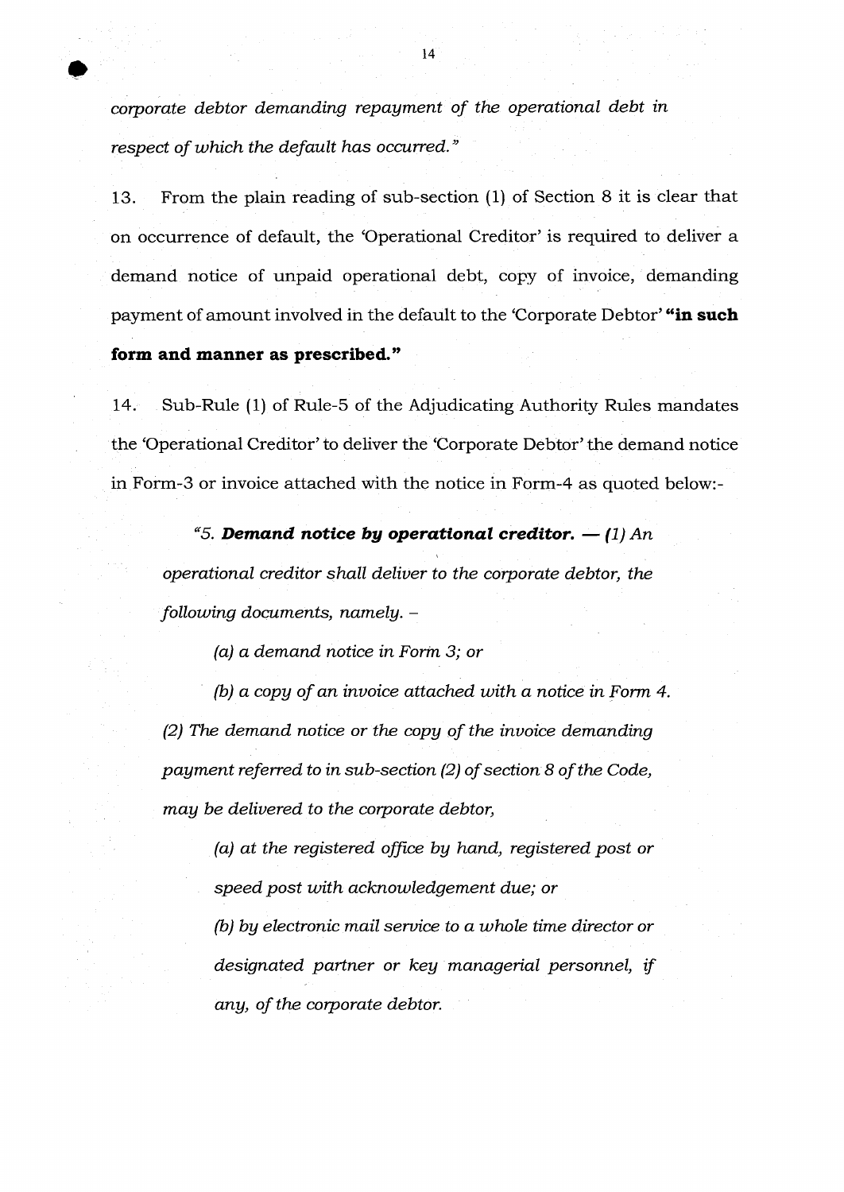*corporate debtor demanding repayment of the operational debt in respect of which the default has occurred."*

13. From the plain reading of sub-section (1) of Section 8 it is clear that on occurrence of default, the 'Operational Creditor' is required to deliver a demand notice of unpaid operational debt, copy of invoice, demanding payment of amount involved in the default to the 'Corporate Debtor' **"in such form and manner as prescribed."**

14. Sub-Rule (1) of Rule-5 of the Adjudicating Authority Rules mandates the 'Operational Creditor' to deliver the 'Corporate Debtor' the demand notice in Form-3 or invoice attached with the notice in Form-4 as quoted below:-

> *"5. **Demand notice by operational creditor. — (1)** An operational creditor shall deliver to the corporate debtor, the following documents, namely. –*
>
> *(a) a demand notice in Form 3; or*
>
> *(b) a copy of an invoice attached with a notice in Form 4.*
>
> *(2) The demand notice or the copy of the invoice demanding payment referred to in sub-section (2) of section 8 of the Code, may be delivered to the corporate debtor,*
>
> *(a) at the registered office by hand, registered post or speed post with acknowledgement due; or*
>
> *(b) by electronic mail service to a whole time director or designated partner or key managerial personnel, if any, of the corporate debtor.*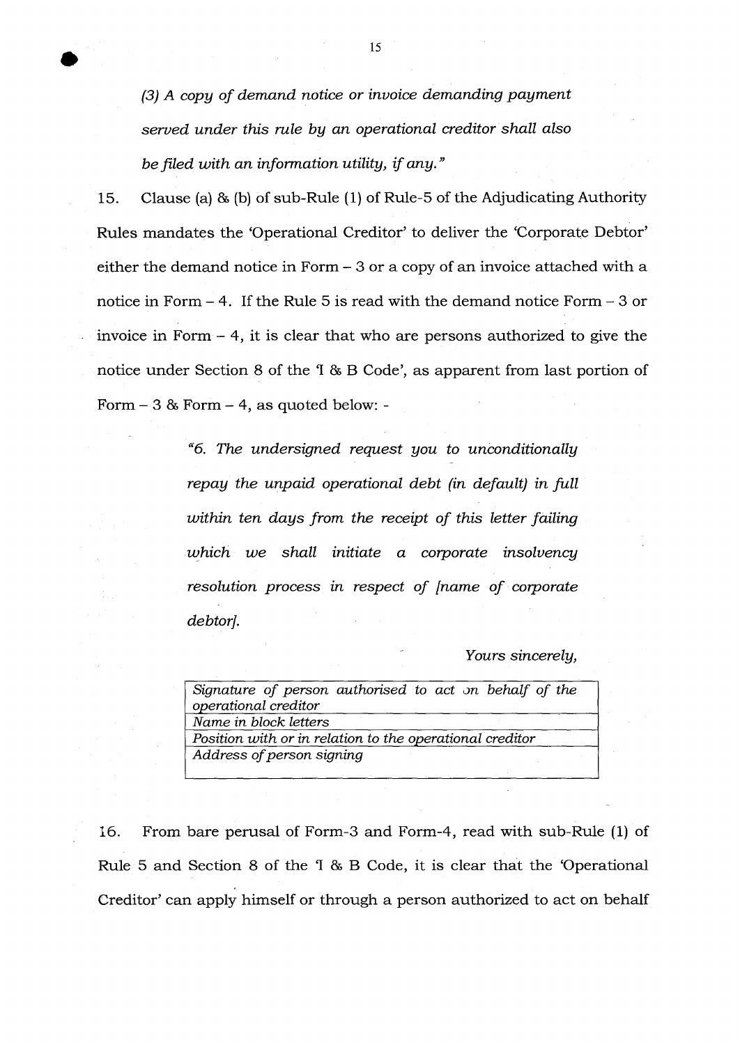*(3) A copy of demand notice or invoice demanding payment served under this rule by an operational creditor shall also be filed with an information utility, if any."*

15. Clause (a) & (b) of sub-Rule (1) of Rule-5 of the Adjudicating Authority Rules mandates the 'Operational Creditor' to deliver the 'Corporate Debtor' either the demand notice in Form – 3 or a copy of an invoice attached with a notice in Form – 4. If the Rule 5 is read with the demand notice Form – 3 or invoice in Form – 4, it is clear that who are persons authorized to give the notice under Section 8 of the 'I & B Code', as apparent from last portion of Form – 3 & Form – 4, as quoted below: -

> *"6. The undersigned request you to unconditionally repay the unpaid operational debt (in default) in full within ten days from the receipt of this letter failing which we shall initiate a corporate insolvency resolution process in respect of [name of corporate debtor].*
>
> *Yours sincerely,*

| *Signature of person authorised to act on behalf of the operational creditor* |
|---|
| *Name in block letters* |
| *Position with or in relation to the operational creditor* |
| *Address of person signing* |

16. From bare perusal of Form-3 and Form-4, read with sub-Rule (1) of Rule 5 and Section 8 of the 'I & B Code, it is clear that the 'Operational Creditor' can apply himself or through a person authorized to act on behalf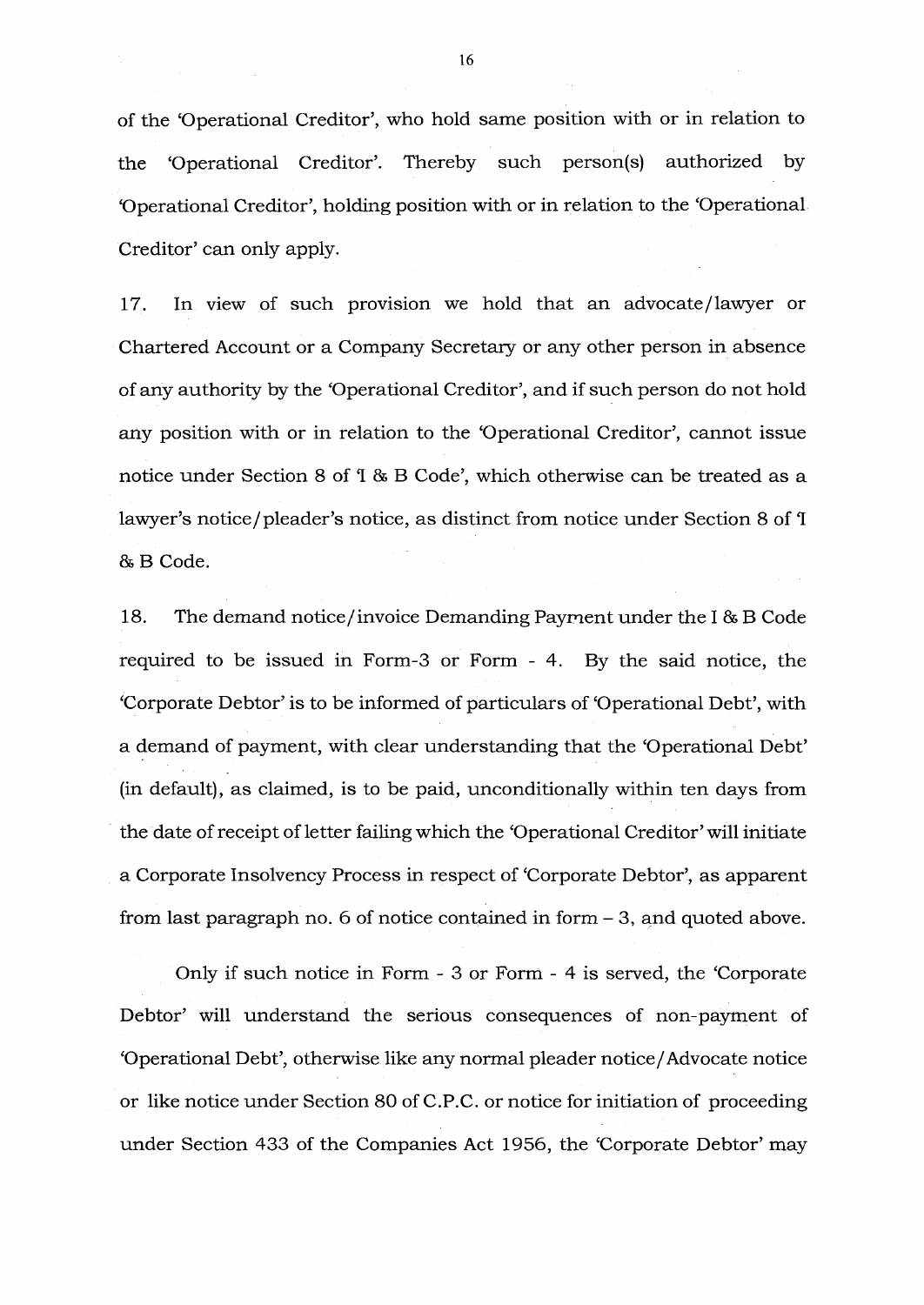of the 'Operational Creditor', who hold same position with or in relation to the 'Operational Creditor'. Thereby such person(s) authorized by 'Operational Creditor', holding position with or in relation to the 'Operational Creditor' can only apply.

17. In view of such provision we hold that an advocate/lawyer or Chartered Account or a Company Secretary or any other person in absence of any authority by the 'Operational Creditor', and if such person do not hold any position with or in relation to the 'Operational Creditor', cannot issue notice under Section 8 of 'I & B Code', which otherwise can be treated as a lawyer's notice/pleader's notice, as distinct from notice under Section 8 of 'I & B Code.

18. The demand notice/invoice Demanding Payment under the I & B Code required to be issued in Form-3 or Form - 4. By the said notice, the 'Corporate Debtor' is to be informed of particulars of 'Operational Debt', with a demand of payment, with clear understanding that the 'Operational Debt' (in default), as claimed, is to be paid, unconditionally within ten days from the date of receipt of letter failing which the 'Operational Creditor' will initiate a Corporate Insolvency Process in respect of 'Corporate Debtor', as apparent from last paragraph no. 6 of notice contained in form – 3, and quoted above.

Only if such notice in Form - 3 or Form - 4 is served, the 'Corporate Debtor' will understand the serious consequences of non-payment of 'Operational Debt', otherwise like any normal pleader notice/Advocate notice or like notice under Section 80 of C.P.C. or notice for initiation of proceeding under Section 433 of the Companies Act 1956, the 'Corporate Debtor' may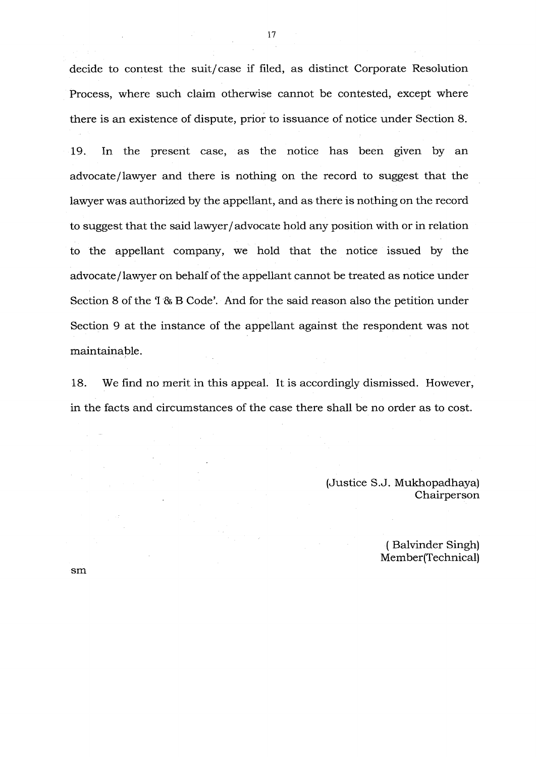decide to contest the suit/case if filed, as distinct Corporate Resolution Process, where such claim otherwise cannot be contested, except where there is an existence of dispute, prior to issuance of notice under Section 8.

19. In the present case, as the notice has been given by an advocate/lawyer and there is nothing on the record to suggest that the lawyer was authorized by the appellant, and as there is nothing on the record to suggest that the said lawyer/advocate hold any position with or in relation to the appellant company, we hold that the notice issued by the advocate/lawyer on behalf of the appellant cannot be treated as notice under Section 8 of the 'I & B Code'. And for the said reason also the petition under Section 9 at the instance of the appellant against the respondent was not maintainable.

18. We find no merit in this appeal. It is accordingly dismissed. However, in the facts and circumstances of the case there shall be no order as to cost.

(Justice S.J. Mukhopadhaya)
Chairperson

( Balvinder Singh)
Member(Technical)

sm